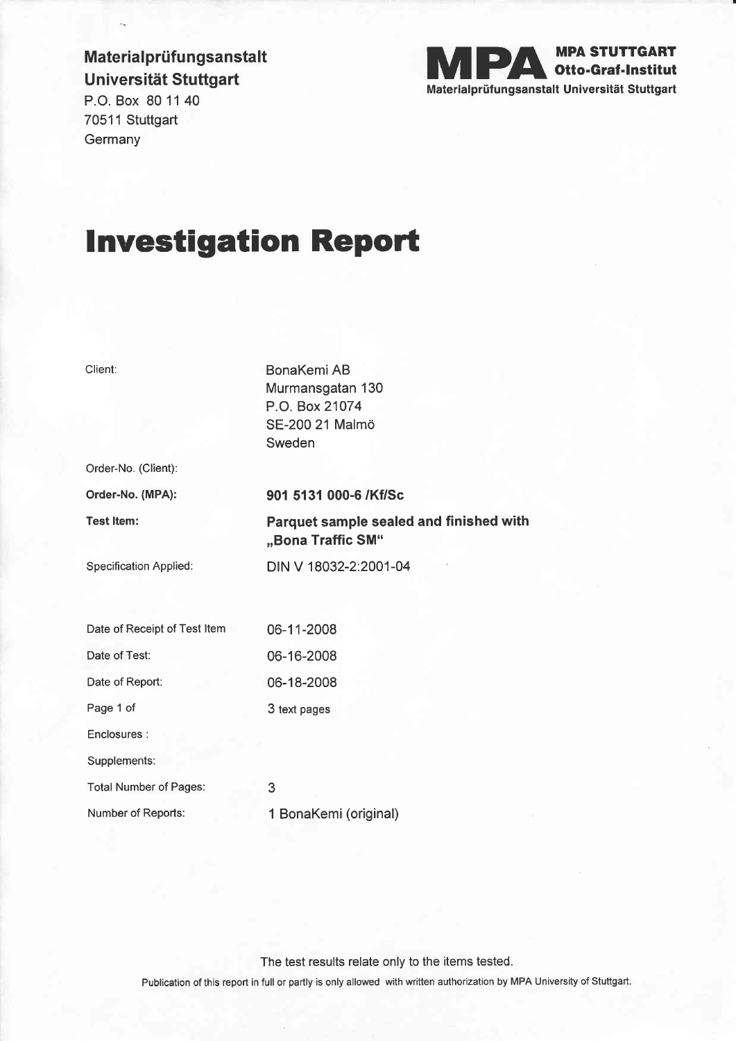**Materialprüfungsanstalt**
**Universität Stuttgart**
P.O. Box 80 11 40
70511 Stuttgart
Germany

**MPA** **MPA STUTTGART**
**Otto-Graf-Institut**
**Materialprüfungsanstalt Universität Stuttgart**

# Investigation Report

| | |
|---|---|
| Client: | BonaKemi AB<br>Murmansgatan 130<br>P.O. Box 21074<br>SE-200 21 Malmö<br>Sweden |
| Order-No. (Client): | |
| **Order-No. (MPA):** | **901 5131 000-6 /Kf/Sc** |
| **Test Item:** | **Parquet sample sealed and finished with „Bona Traffic SM"** |
| Specification Applied: | DIN V 18032-2:2001-04 |
| Date of Receipt of Test Item | 06-11-2008 |
| Date of Test: | 06-16-2008 |
| Date of Report: | 06-18-2008 |
| Page 1 of | 3 text pages |
| Enclosures : | |
| Supplements: | |
| Total Number of Pages: | 3 |
| Number of Reports: | 1 BonaKemi (original) |

The test results relate only to the items tested.

Publication of this report in full or partly is only allowed with written authorization by MPA University of Stuttgart.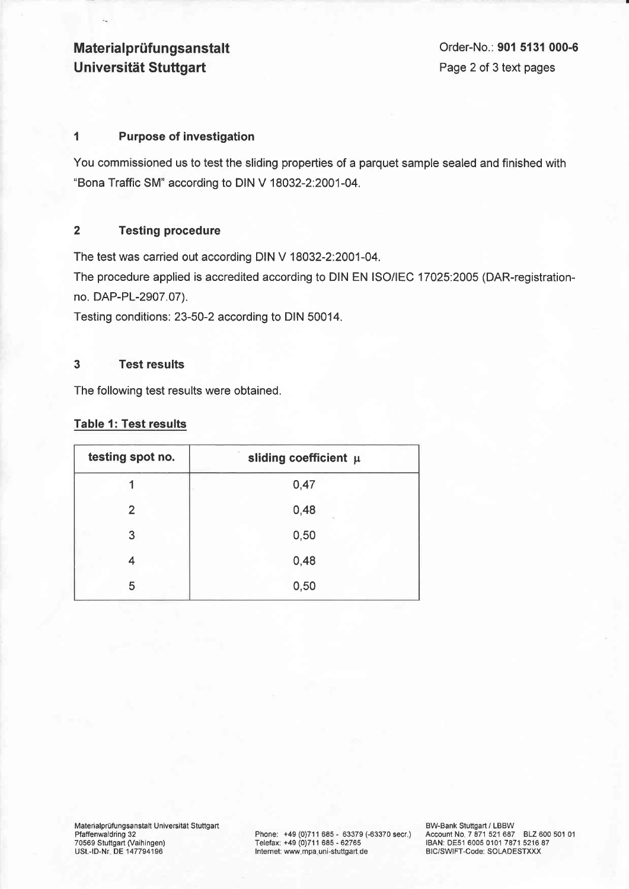## 1 Purpose of investigation

You commissioned us to test the sliding properties of a parquet sample sealed and finished with "Bona Traffic SM" according to DIN V 18032-2:2001-04.

## 2 Testing procedure

The test was carried out according DIN V 18032-2:2001-04.
The procedure applied is accredited according to DIN EN ISO/IEC 17025:2005 (DAR-registration-no. DAP-PL-2907.07).
Testing conditions: 23-50-2 according to DIN 50014.

## 3 Test results

The following test results were obtained.

**Table 1: Test results**

| testing spot no. | sliding coefficient $\mu$ |
|---|---|
| 1 | 0,47 |
| 2 | 0,48 |
| 3 | 0,50 |
| 4 | 0,48 |
| 5 | 0,50 |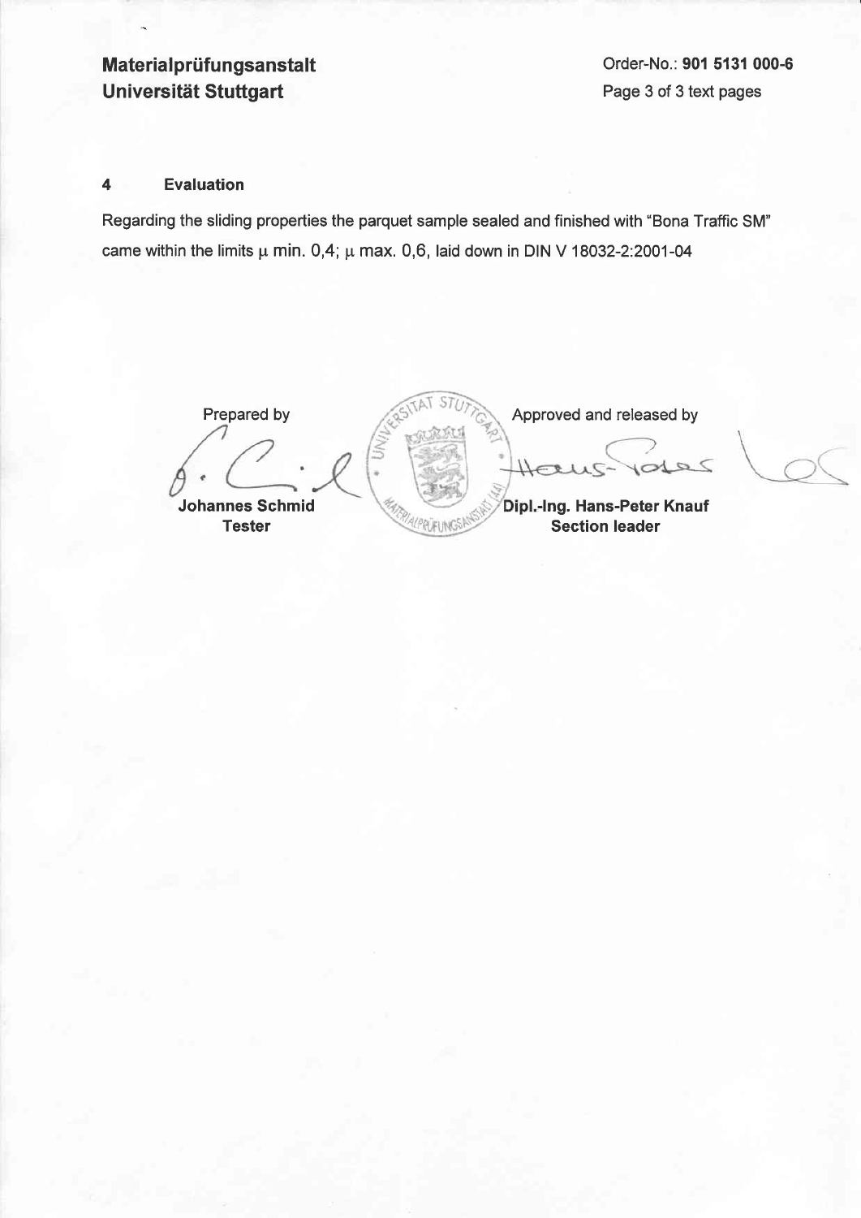## 4 Evaluation

Regarding the sliding properties the parquet sample sealed and finished with "Bona Traffic SM" came within the limits $\mu$ min. 0,4; $\mu$ max. 0,6, laid down in DIN V 18032-2:2001-04

| Prepared by | Approved and released by |
| --- | --- |
| **Johannes Schmid** | **Dipl.-Ing. Hans-Peter Knauf** |
| **Tester** | **Section leader** |